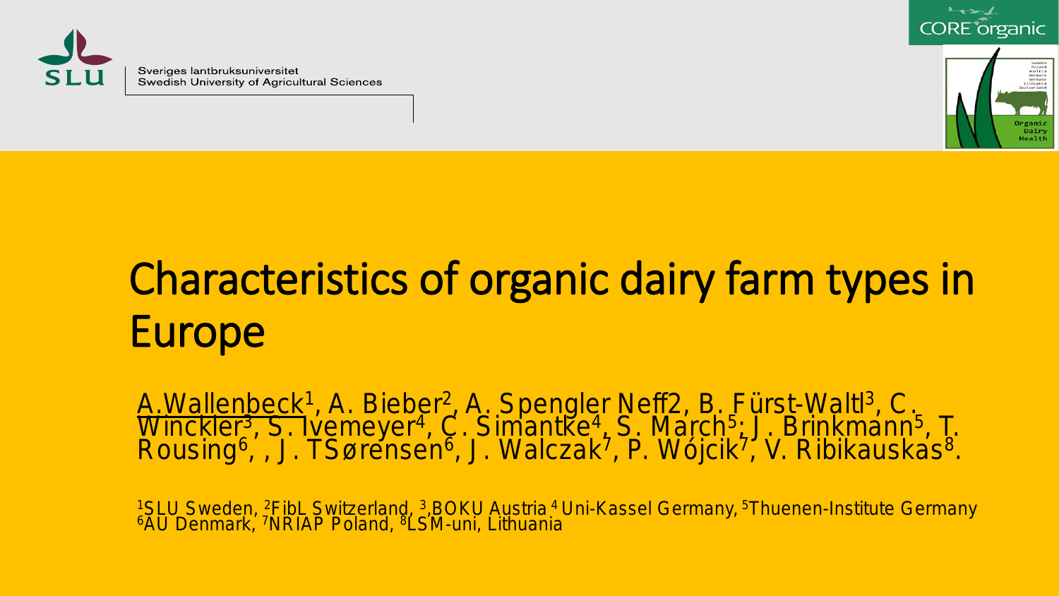Sveriges lantbruksuniversitet
Swedish University of Agricultural Sciences

# Characteristics of organic dairy farm types in Europe

A.Wallenbeck[1], A. Bieber[2], A. Spengler Neff2, B. Fürst-Waltl[3], C. Winckler[3], S. Ivemeyer[4], C. Simantke[4], S. March[5]; J. Brinkmann[5], T. Rousing[6], , J. TSørensen[6], J. Walczak[7], P. Wójcik[7], V. Ribikauskas[8].

[1]SLU Sweden, [2]FibL Switzerland, [3],BOKU Austria [4] Uni-Kassel Germany, [5]Thuenen-Institute Germany [6]AU Denmark, [7]NRIAP Poland, [8]LSM-uni, Lithuania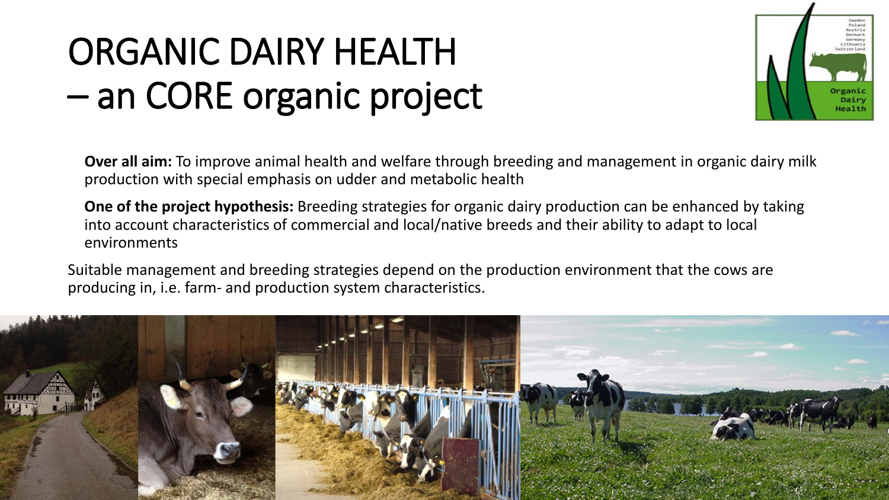# ORGANIC DAIRY HEALTH – an CORE organic project

**Over all aim:** To improve animal health and welfare through breeding and management in organic dairy milk production with special emphasis on udder and metabolic health

**One of the project hypothesis:** Breeding strategies for organic dairy production can be enhanced by taking into account characteristics of commercial and local/native breeds and their ability to adapt to local environments

Suitable management and breeding strategies depend on the production environment that the cows are producing in, i.e. farm- and production system characteristics.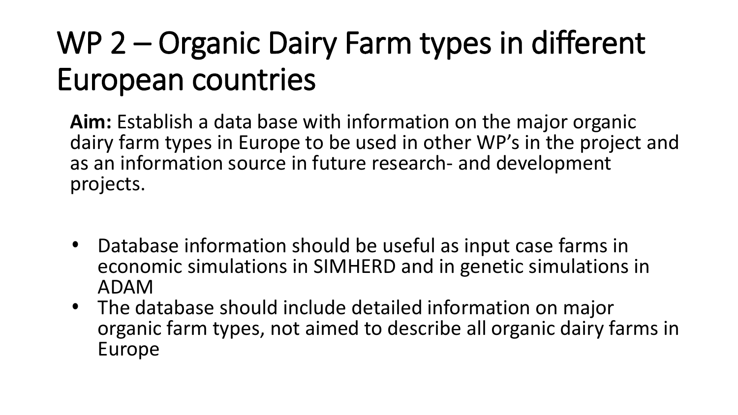# WP 2 – Organic Dairy Farm types in different European countries

**Aim:** Establish a data base with information on the major organic dairy farm types in Europe to be used in other WP's in the project and as an information source in future research- and development projects.

- Database information should be useful as input case farms in economic simulations in SIMHERD and in genetic simulations in ADAM
- The database should include detailed information on major organic farm types, not aimed to describe all organic dairy farms in Europe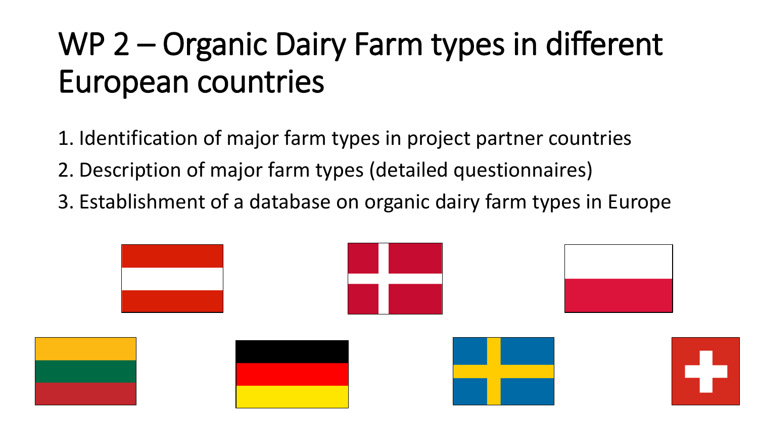# WP 2 – Organic Dairy Farm types in different European countries

1. Identification of major farm types in project partner countries
2. Description of major farm types (detailed questionnaires)
3. Establishment of a database on organic dairy farm types in Europe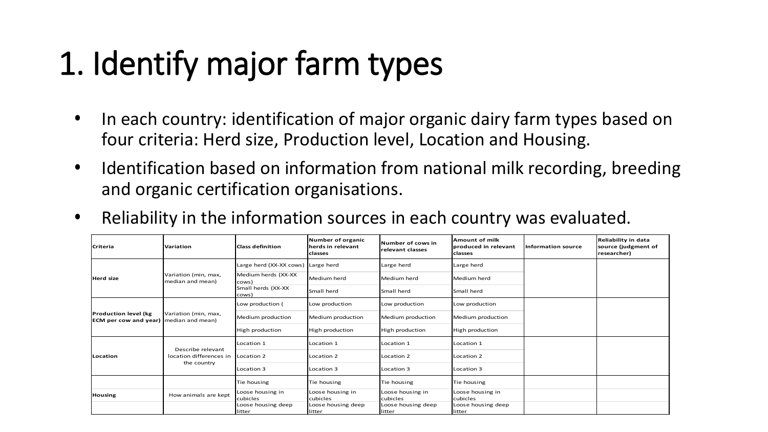# 1. Identify major farm types

- In each country: identification of major organic dairy farm types based on four criteria: Herd size, Production level, Location and Housing.
- Identification based on information from national milk recording, breeding and organic certification organisations.
- Reliability in the information sources in each country was evaluated.

| Criteria | Variation | Class definition | Number of organic herds in relevant classes | Number of cows in relevant classes | Amount of milk produced in relevant classes | Information source | Reliability in data source (judgment of researcher) |
|---|---|---|---|---|---|---|---|
| Herd size | Variation (min, max, median and mean) | Large herd (XX-XX cows) | Large herd | Large herd | Large herd | | |
| | | Medium herds (XX-XX cows) | Medium herd | Medium herd | Medium herd | | |
| | | Small herds (XX-XX cows) | Small herd | Small herd | Small herd | | |
| Production level (kg ECM per cow and year) | Variation (min, max, median and mean) | Low production ( | Low production | Low production | Low production | | |
| | | Medium production | Medium production | Medium production | Medium production | | |
| | | High production | High production | High production | High production | | |
| Location | Describe relevant location differences in the country | Location 1 | Location 1 | Location 1 | Location 1 | | |
| | | Location 2 | Location 2 | Location 2 | Location 2 | | |
| | | Location 3 | Location 3 | Location 3 | Location 3 | | |
| | | Tie housing | Tie housing | Tie housing | Tie housing | | |
| Housing | How animals are kept | Loose housing in cubicles | Loose housing in cubicles | Loose housing in cubicles | Loose housing in cubicles | | |
| | | Loose housing deep litter | Loose housing deep litter | Loose housing deep litter | Loose housing deep litter | | |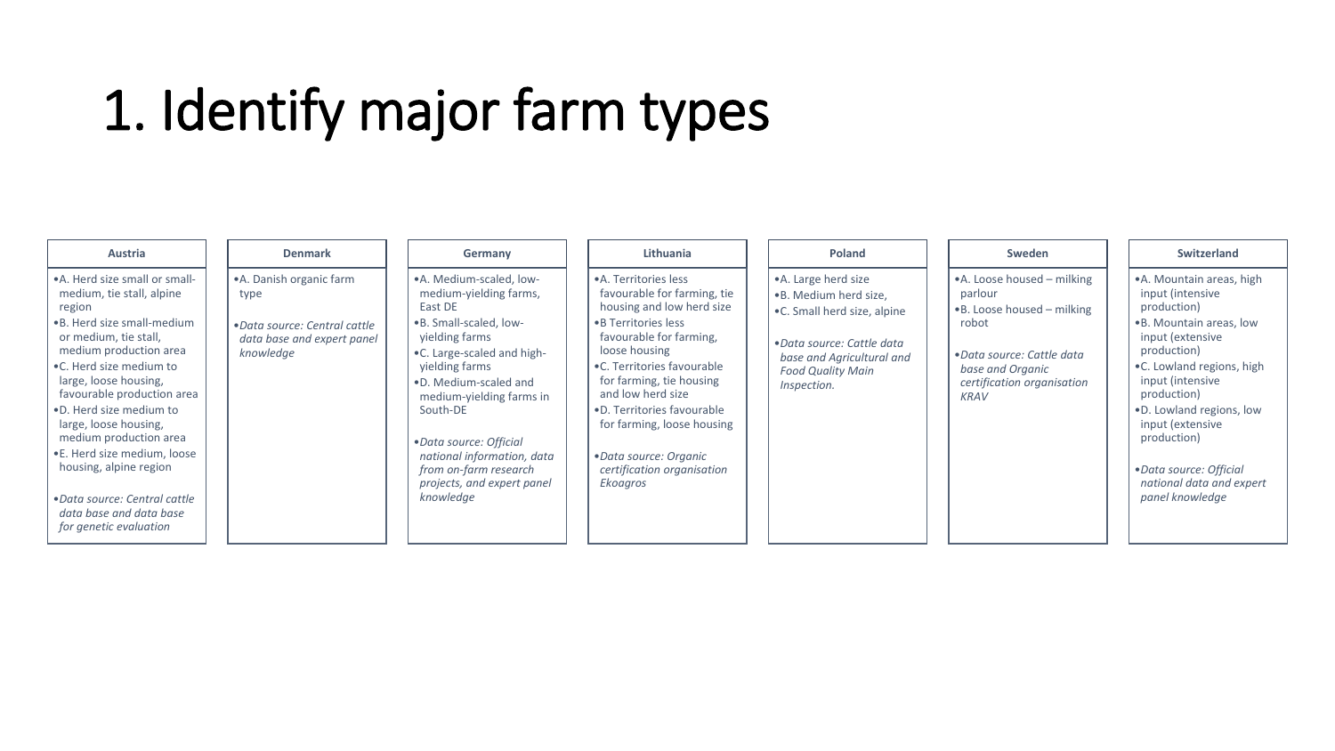# 1. Identify major farm types

### Austria

- A. Herd size small or small-medium, tie stall, alpine region
- B. Herd size small-medium or medium, tie stall, medium production area
- C. Herd size medium to large, loose housing, favourable production area
- D. Herd size medium to large, loose housing, medium production area
- E. Herd size medium, loose housing, alpine region
- *Data source: Central cattle data base and data base for genetic evaluation*

### Denmark

- A. Danish organic farm type
- *Data source: Central cattle data base and expert panel knowledge*

### Germany

- A. Medium-scaled, low-medium-yielding farms, East DE
- B. Small-scaled, low-yielding farms
- C. Large-scaled and high-yielding farms
- D. Medium-scaled and medium-yielding farms in South-DE
- *Data source: Official national information, data from on-farm research projects, and expert panel knowledge*

### Lithuania

- A. Territories less favourable for farming, tie housing and low herd size
- B Territories less favourable for farming, loose housing
- C. Territories favourable for farming, tie housing and low herd size
- D. Territories favourable for farming, loose housing
- *Data source: Organic certification organisation Ekoagros*

### Poland

- A. Large herd size
- B. Medium herd size,
- C. Small herd size, alpine
- *Data source: Cattle data base and Agricultural and Food Quality Main Inspection.*

### Sweden

- A. Loose housed – milking parlour
- B. Loose housed – milking robot
- *Data source: Cattle data base and Organic certification organisation KRAV*

### Switzerland

- A. Mountain areas, high input (intensive production)
- B. Mountain areas, low input (extensive production)
- C. Lowland regions, high input (intensive production)
- D. Lowland regions, low input (extensive production)
- *Data source: Official national data and expert panel knowledge*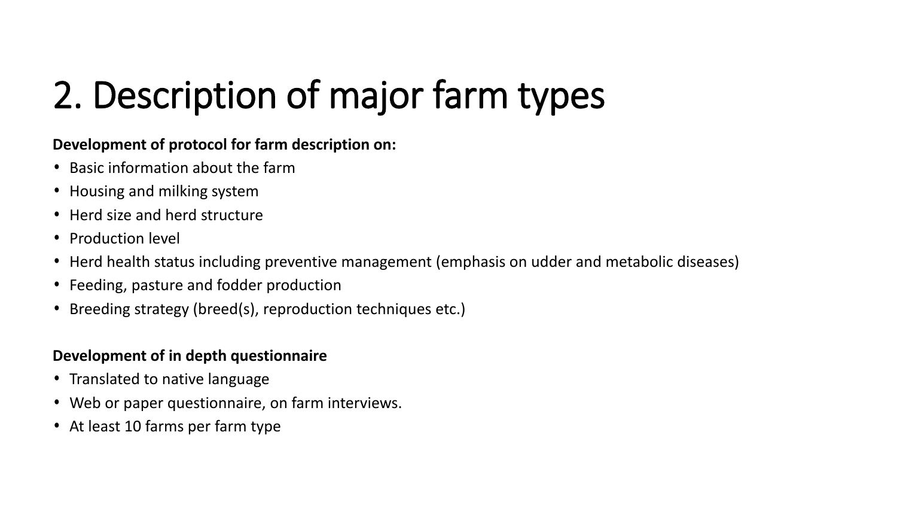# 2. Description of major farm types

**Development of protocol for farm description on:**

- Basic information about the farm
- Housing and milking system
- Herd size and herd structure
- Production level
- Herd health status including preventive management (emphasis on udder and metabolic diseases)
- Feeding, pasture and fodder production
- Breeding strategy (breed(s), reproduction techniques etc.)

**Development of in depth questionnaire**

- Translated to native language
- Web or paper questionnaire, on farm interviews.
- At least 10 farms per farm type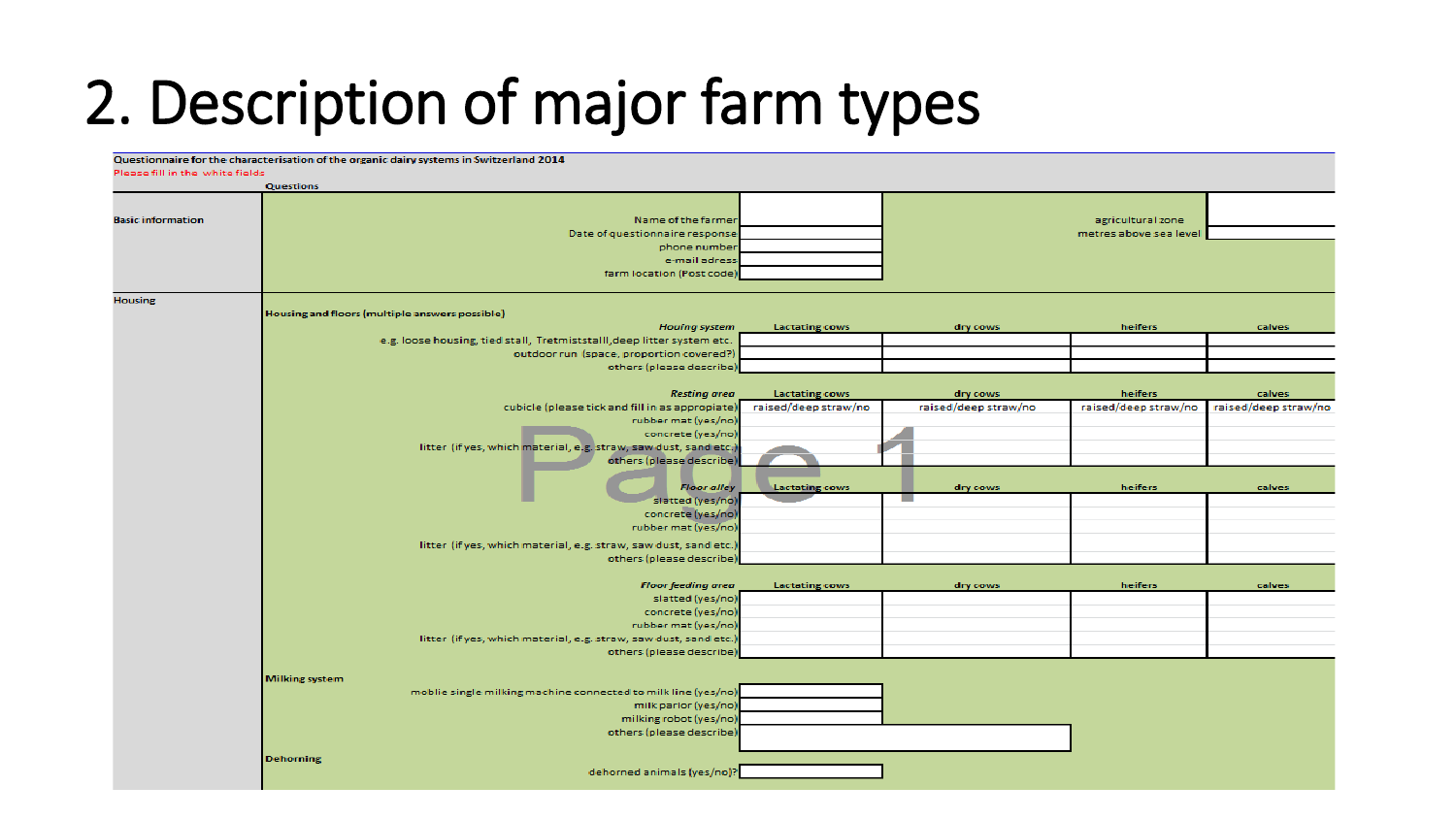# 2. Description of major farm types

**Questionnaire for the characterisation of the organic dairy systems in Switzerland 2014**

Please fill in the white fields

| | Questions | | | | |
|---|---|---|---|---|---|
| **Basic information** | Name of the farmer | | | agricultural zone | |
| | Date of questionnaire response | | | metres above sea level | |
| | phone number | | | | |
| | e-mail adress | | | | |
| | farm location (Post code) | | | | |
| **Housing** | **Housing and floors (multiple answers possible)** | | | | |
| | ***Housing system*** | **Lactating cows** | **dry cows** | **heifers** | **calves** |
| | e.g. loose housing, tied stall, Tretmiststalll, deep litter system etc. | | | | |
| | outdoor run (space, proportion covered?) | | | | |
| | others (please describe) | | | | |
| | ***Resting area*** | **Lactating cows** | **dry cows** | **heifers** | **calves** |
| | cubicle (please tick and fill in as appropiate) | raised/deep straw/no | raised/deep straw/no | raised/deep straw/no | raised/deep straw/no |
| | rubber mat (yes/no) | | | | |
| | concrete (yes/no) | | | | |
| | litter (if yes, which material, e.g. straw, saw dust, sand etc.) | | | | |
| | others (please describe) | | | | |
| | ***Floor alley*** | **Lactating cows** | **dry cows** | **heifers** | **calves** |
| | slatted (yes/no) | | | | |
| | concrete (yes/no) | | | | |
| | rubber mat (yes/no) | | | | |
| | litter (if yes, which material, e.g. straw, saw dust, sand etc.) | | | | |
| | others (please describe) | | | | |
| | ***Floor feeding area*** | **Lactating cows** | **dry cows** | **heifers** | **calves** |
| | slatted (yes/no) | | | | |
| | concrete (yes/no) | | | | |
| | rubber mat (yes/no) | | | | |
| | litter (if yes, which material, e.g. straw, saw dust, sand etc.) | | | | |
| | others (please describe) | | | | |
| | **Milking system** | | | | |
| | moblie single milking machine connected to milk line (yes/no) | | | | |
| | milk parlor (yes/no) | | | | |
| | milking robot (yes/no) | | | | |
| | others (please describe) | | | | |
| | **Dehorning** | | | | |
| | dehorned animals (yes/no)? | | | | |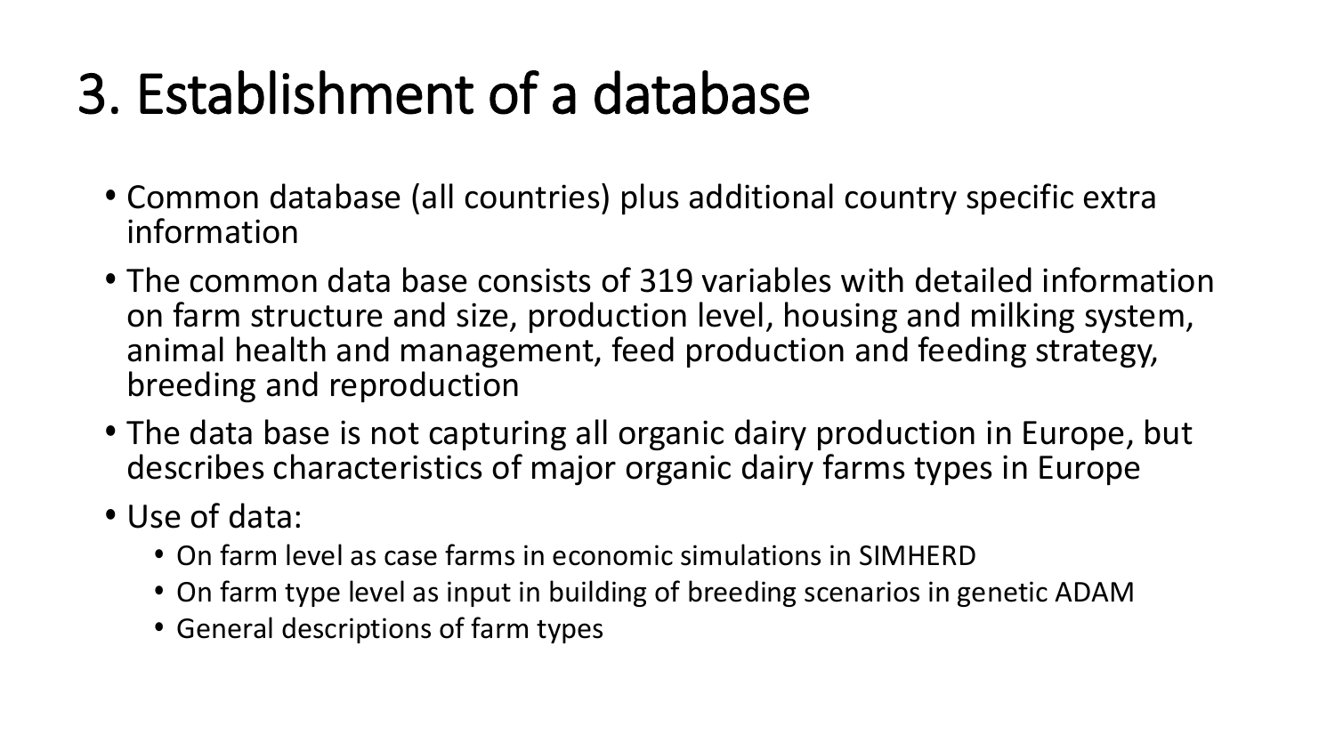# 3. Establishment of a database

- Common database (all countries) plus additional country specific extra information
- The common data base consists of 319 variables with detailed information on farm structure and size, production level, housing and milking system, animal health and management, feed production and feeding strategy, breeding and reproduction
- The data base is not capturing all organic dairy production in Europe, but describes characteristics of major organic dairy farms types in Europe
- Use of data:
  - On farm level as case farms in economic simulations in SIMHERD
  - On farm type level as input in building of breeding scenarios in genetic ADAM
  - General descriptions of farm types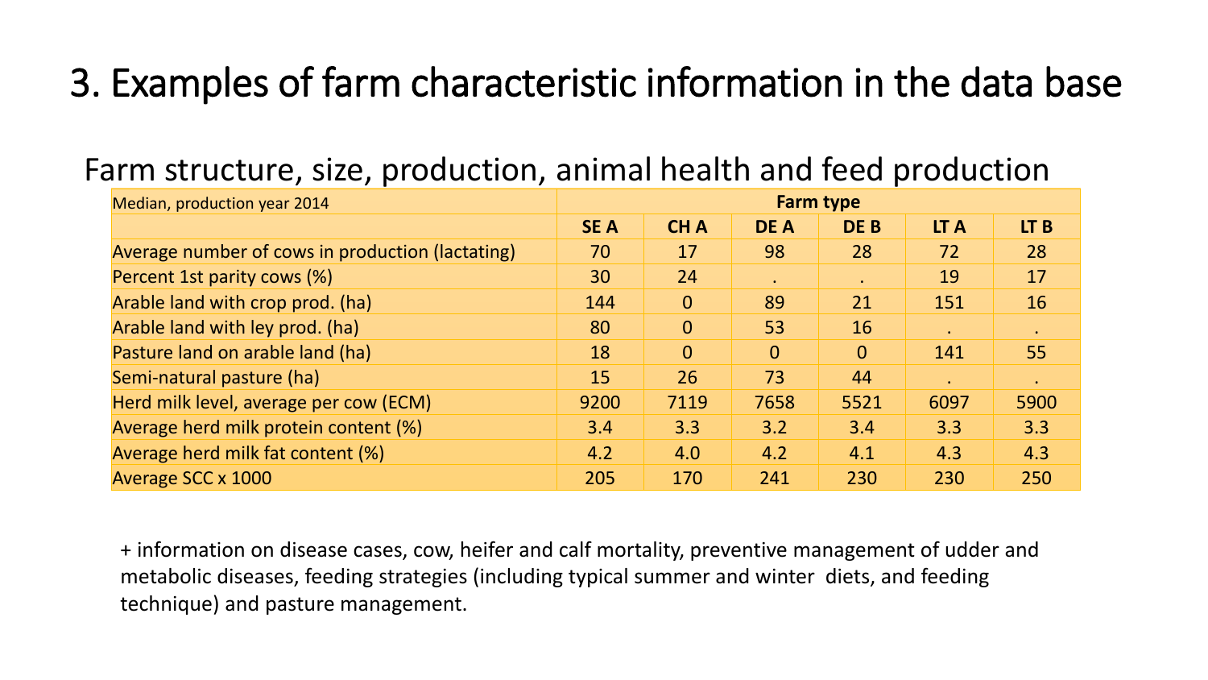# 3. Examples of farm characteristic information in the data base

## Farm structure, size, production, animal health and feed production

| Median, production year 2014 | Farm type | | | | | |
|---|---|---|---|---|---|---|
| | **SE A** | **CH A** | **DE A** | **DE B** | **LT A** | **LT B** |
| Average number of cows in production (lactating) | 70 | 17 | 98 | 28 | 72 | 28 |
| Percent 1st parity cows (%) | 30 | 24 | . | . | 19 | 17 |
| Arable land with crop prod. (ha) | 144 | 0 | 89 | 21 | 151 | 16 |
| Arable land with ley prod. (ha) | 80 | 0 | 53 | 16 | . | . |
| Pasture land on arable land (ha) | 18 | 0 | 0 | 0 | 141 | 55 |
| Semi-natural pasture (ha) | 15 | 26 | 73 | 44 | . | . |
| Herd milk level, average per cow (ECM) | 9200 | 7119 | 7658 | 5521 | 6097 | 5900 |
| Average herd milk protein content (%) | 3.4 | 3.3 | 3.2 | 3.4 | 3.3 | 3.3 |
| Average herd milk fat content (%) | 4.2 | 4.0 | 4.2 | 4.1 | 4.3 | 4.3 |
| Average SCC x 1000 | 205 | 170 | 241 | 230 | 230 | 250 |

+ information on disease cases, cow, heifer and calf mortality, preventive management of udder and metabolic diseases, feeding strategies (including typical summer and winter diets, and feeding technique) and pasture management.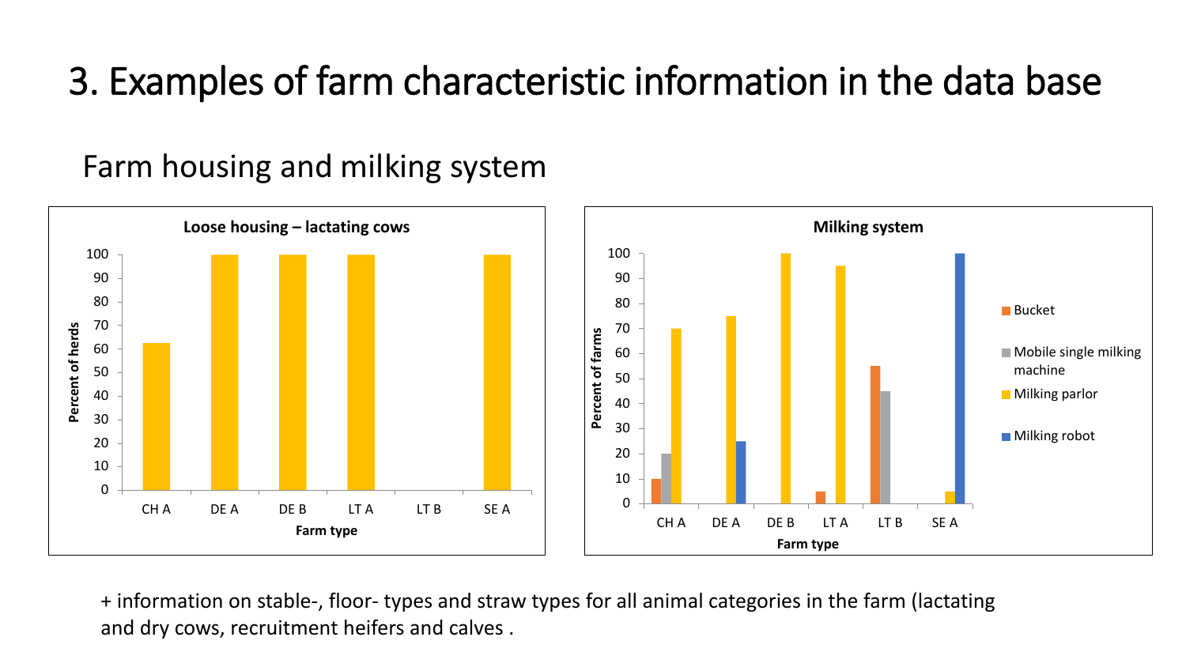# 3. Examples of farm characteristic information in the data base

## Farm housing and milking system

**Loose housing – lactating cows**

Percent of herds

| Farm type | Percent of herds |
|---|---|
| CH A | 62 |
| DE A | 100 |
| DE B | 100 |
| LT A | 100 |
| LT B | 0 |
| SE A | 100 |

**Milking system**

Percent of farms

| Farm type | Bucket | Mobile single milking machine | Milking parlor | Milking robot |
|---|---|---|---|---|
| CH A | 10 | 20 | 70 | |
| DE A | | | 75 | 25 |
| DE B | | | 100 | |
| LT A | 5 | | 95 | |
| LT B | 55 | 45 | | |
| SE A | | | 5 | 100 |

+ information on stable-, floor- types and straw types for all animal categories in the farm (lactating and dry cows, recruitment heifers and calves .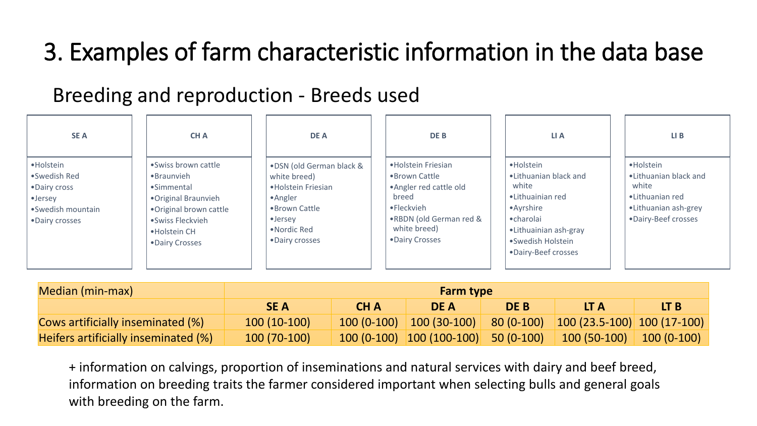# 3. Examples of farm characteristic information in the data base

## Breeding and reproduction - Breeds used

| SE A | CH A | DE A | DE B | LI A | LI B |
|---|---|---|---|---|---|
| • Holstein<br>• Swedish Red<br>• Dairy cross<br>• Jersey<br>• Swedish mountain<br>• Dairy crosses | • Swiss brown cattle<br>• Braunvieh<br>• Simmental<br>• Original Braunvieh<br>• Original brown cattle<br>• Swiss Fleckvieh<br>• Holstein CH<br>• Dairy Crosses | • DSN (old German black & white breed)<br>• Holstein Friesian<br>• Angler<br>• Brown Cattle<br>• Jersey<br>• Nordic Red<br>• Dairy crosses | • Holstein Friesian<br>• Brown Cattle<br>• Angler red cattle old breed<br>• Fleckvieh<br>• RBDN (old German red & white breed)<br>• Dairy Crosses | • Holstein<br>• Lithuanian black and white<br>• Lithuanian red<br>• Ayrshire<br>• charolai<br>• Lithuainian ash-gray<br>• Swedish Holstein<br>• Dairy-Beef crosses | • Holstein<br>• Lithuanian black and white<br>• Lithuanian red<br>• Lithuanian ash-grey<br>• Dairy-Beef crosses |

| Median (min-max) | Farm type | | | | | |
|---|---|---|---|---|---|---|
| | **SE A** | **CH A** | **DE A** | **DE B** | **LT A** | **LT B** |
| Cows artificially inseminated (%) | 100 (10-100) | 100 (0-100) | 100 (30-100) | 80 (0-100) | 100 (23.5-100) | 100 (17-100) |
| Heifers artificially inseminated (%) | 100 (70-100) | 100 (0-100) | 100 (100-100) | 50 (0-100) | 100 (50-100) | 100 (0-100) |

+ information on calvings, proportion of inseminations and natural services with dairy and beef breed, information on breeding traits the farmer considered important when selecting bulls and general goals with breeding on the farm.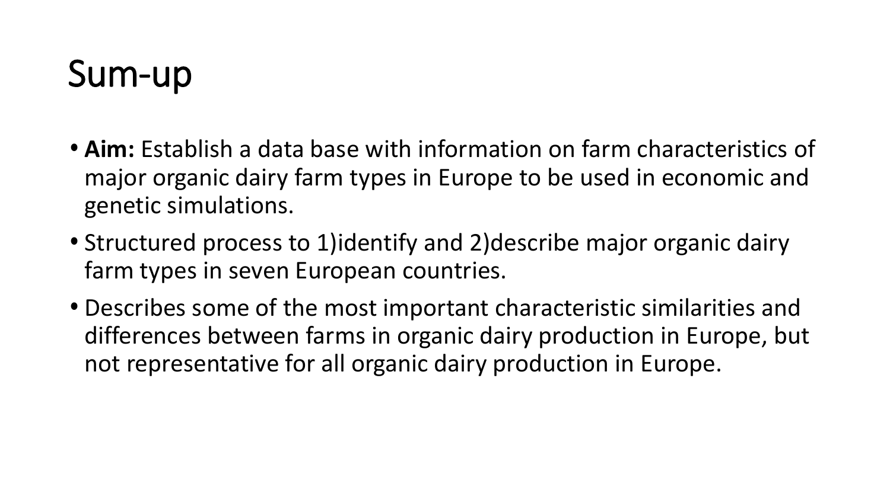# Sum-up

- **Aim:** Establish a data base with information on farm characteristics of major organic dairy farm types in Europe to be used in economic and genetic simulations.
- Structured process to 1)identify and 2)describe major organic dairy farm types in seven European countries.
- Describes some of the most important characteristic similarities and differences between farms in organic dairy production in Europe, but not representative for all organic dairy production in Europe.